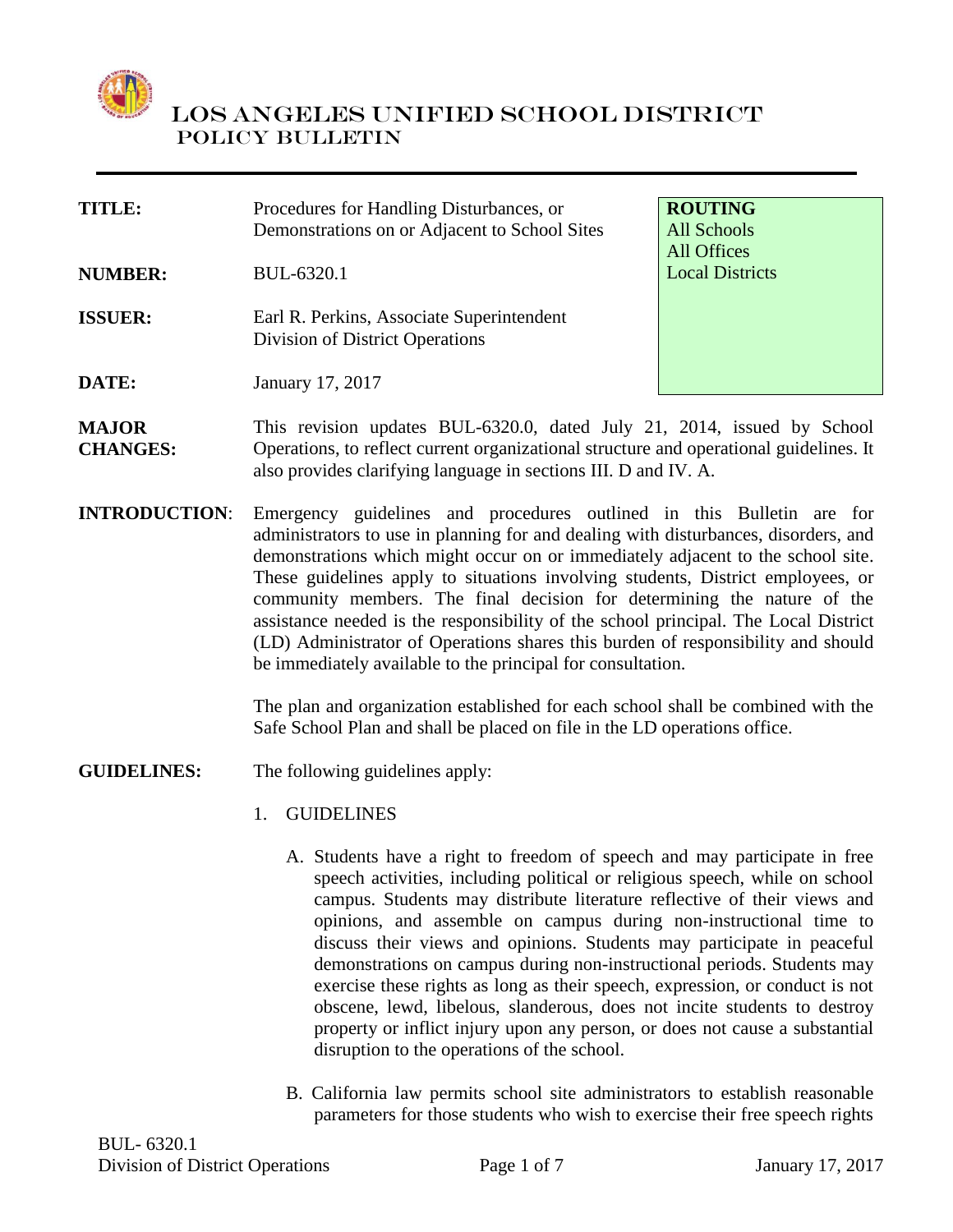# LOS ANGELES UNIFIED SCHOOL DISTRICT
## POLICY BULLETIN

| | | |
|---|---|---|
| **TITLE:** | Procedures for Handling Disturbances, or Demonstrations on or Adjacent to School Sites | **ROUTING**<br>All Schools<br>All Offices<br>Local Districts |
| **NUMBER:** | BUL-6320.1 | |
| **ISSUER:** | Earl R. Perkins, Associate Superintendent<br>Division of District Operations | |
| **DATE:** | January 17, 2017 | |

**MAJOR CHANGES:** This revision updates BUL-6320.0, dated July 21, 2014, issued by School Operations, to reflect current organizational structure and operational guidelines. It also provides clarifying language in sections III. D and IV. A.

**INTRODUCTION**: Emergency guidelines and procedures outlined in this Bulletin are for administrators to use in planning for and dealing with disturbances, disorders, and demonstrations which might occur on or immediately adjacent to the school site. These guidelines apply to situations involving students, District employees, or community members. The final decision for determining the nature of the assistance needed is the responsibility of the school principal. The Local District (LD) Administrator of Operations shares this burden of responsibility and should be immediately available to the principal for consultation.

The plan and organization established for each school shall be combined with the Safe School Plan and shall be placed on file in the LD operations office.

**GUIDELINES:** The following guidelines apply:

1. GUIDELINES

   A. Students have a right to freedom of speech and may participate in free speech activities, including political or religious speech, while on school campus. Students may distribute literature reflective of their views and opinions, and assemble on campus during non-instructional time to discuss their views and opinions. Students may participate in peaceful demonstrations on campus during non-instructional periods. Students may exercise these rights as long as their speech, expression, or conduct is not obscene, lewd, libelous, slanderous, does not incite students to destroy property or inflict injury upon any person, or does not cause a substantial disruption to the operations of the school.

   B. California law permits school site administrators to establish reasonable parameters for those students who wish to exercise their free speech rights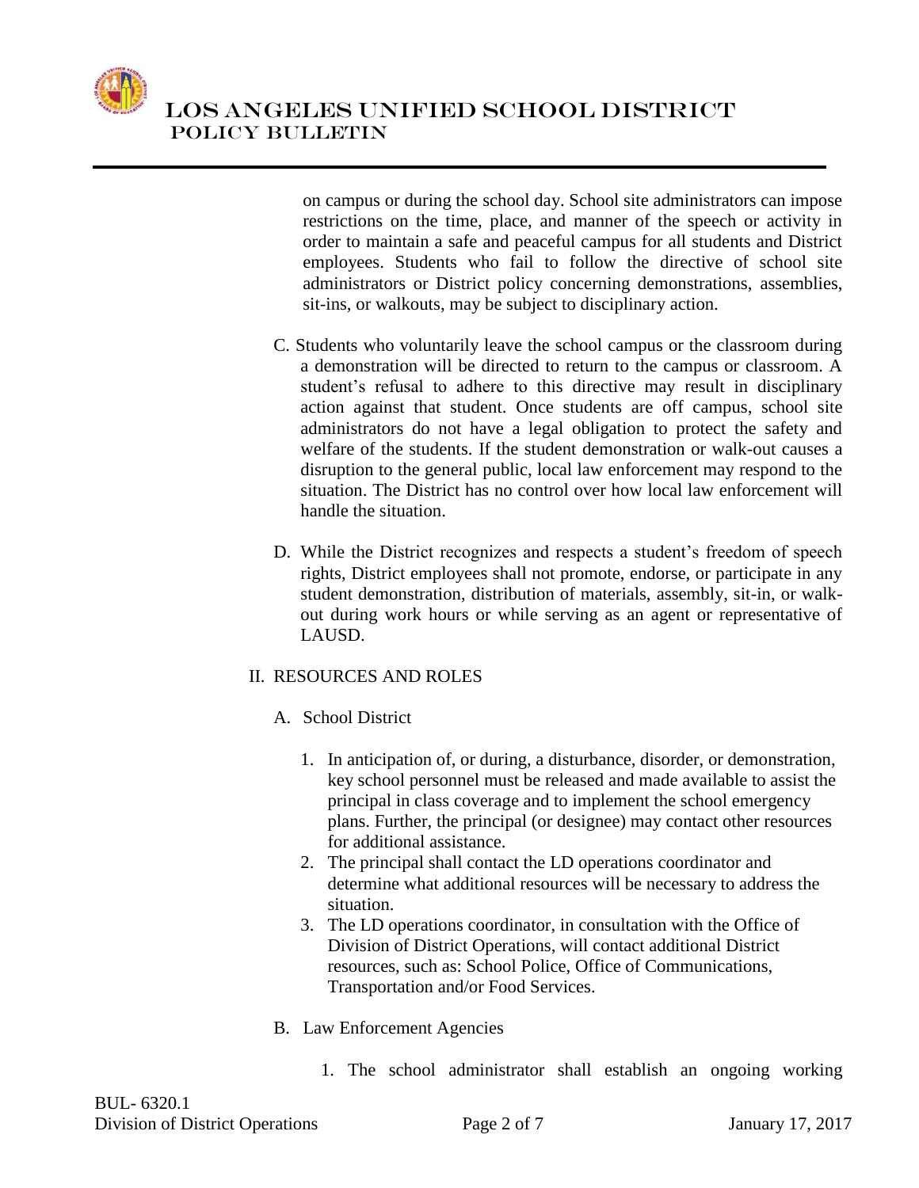on campus or during the school day. School site administrators can impose restrictions on the time, place, and manner of the speech or activity in order to maintain a safe and peaceful campus for all students and District employees. Students who fail to follow the directive of school site administrators or District policy concerning demonstrations, assemblies, sit-ins, or walkouts, may be subject to disciplinary action.

C. Students who voluntarily leave the school campus or the classroom during a demonstration will be directed to return to the campus or classroom. A student's refusal to adhere to this directive may result in disciplinary action against that student. Once students are off campus, school site administrators do not have a legal obligation to protect the safety and welfare of the students. If the student demonstration or walk-out causes a disruption to the general public, local law enforcement may respond to the situation. The District has no control over how local law enforcement will handle the situation.

D. While the District recognizes and respects a student's freedom of speech rights, District employees shall not promote, endorse, or participate in any student demonstration, distribution of materials, assembly, sit-in, or walk-out during work hours or while serving as an agent or representative of LAUSD.

## II. RESOURCES AND ROLES

A. School District

1. In anticipation of, or during, a disturbance, disorder, or demonstration, key school personnel must be released and made available to assist the principal in class coverage and to implement the school emergency plans. Further, the principal (or designee) may contact other resources for additional assistance.
2. The principal shall contact the LD operations coordinator and determine what additional resources will be necessary to address the situation.
3. The LD operations coordinator, in consultation with the Office of Division of District Operations, will contact additional District resources, such as: School Police, Office of Communications, Transportation and/or Food Services.

B. Law Enforcement Agencies

1. The school administrator shall establish an ongoing working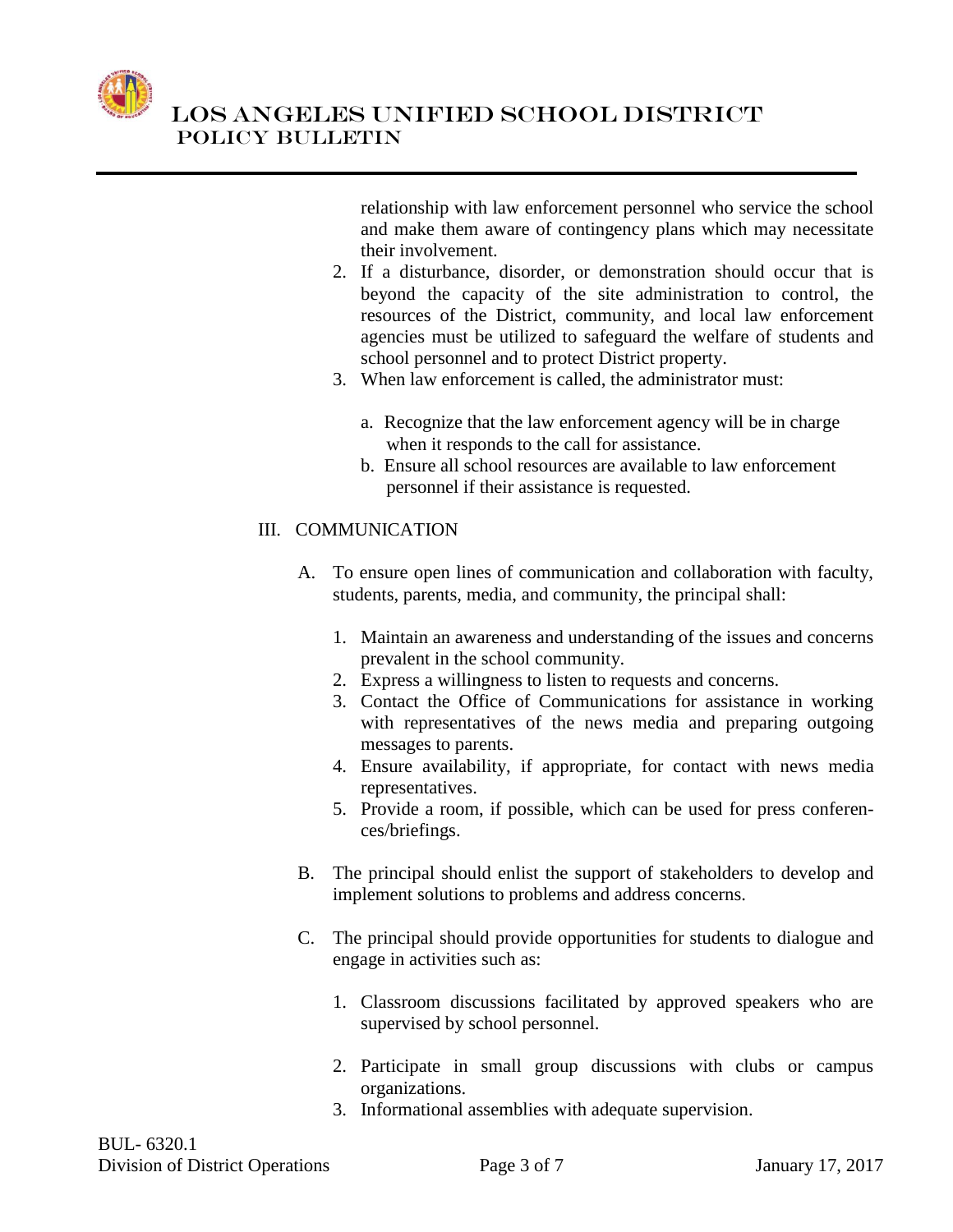relationship with law enforcement personnel who service the school and make them aware of contingency plans which may necessitate their involvement.

2. If a disturbance, disorder, or demonstration should occur that is beyond the capacity of the site administration to control, the resources of the District, community, and local law enforcement agencies must be utilized to safeguard the welfare of students and school personnel and to protect District property.
3. When law enforcement is called, the administrator must:

   a. Recognize that the law enforcement agency will be in charge when it responds to the call for assistance.
   b. Ensure all school resources are available to law enforcement personnel if their assistance is requested.

## III. COMMUNICATION

A. To ensure open lines of communication and collaboration with faculty, students, parents, media, and community, the principal shall:

1. Maintain an awareness and understanding of the issues and concerns prevalent in the school community.
2. Express a willingness to listen to requests and concerns.
3. Contact the Office of Communications for assistance in working with representatives of the news media and preparing outgoing messages to parents.
4. Ensure availability, if appropriate, for contact with news media representatives.
5. Provide a room, if possible, which can be used for press conferences/briefings.

B. The principal should enlist the support of stakeholders to develop and implement solutions to problems and address concerns.

C. The principal should provide opportunities for students to dialogue and engage in activities such as:

1. Classroom discussions facilitated by approved speakers who are supervised by school personnel.
2. Participate in small group discussions with clubs or campus organizations.
3. Informational assemblies with adequate supervision.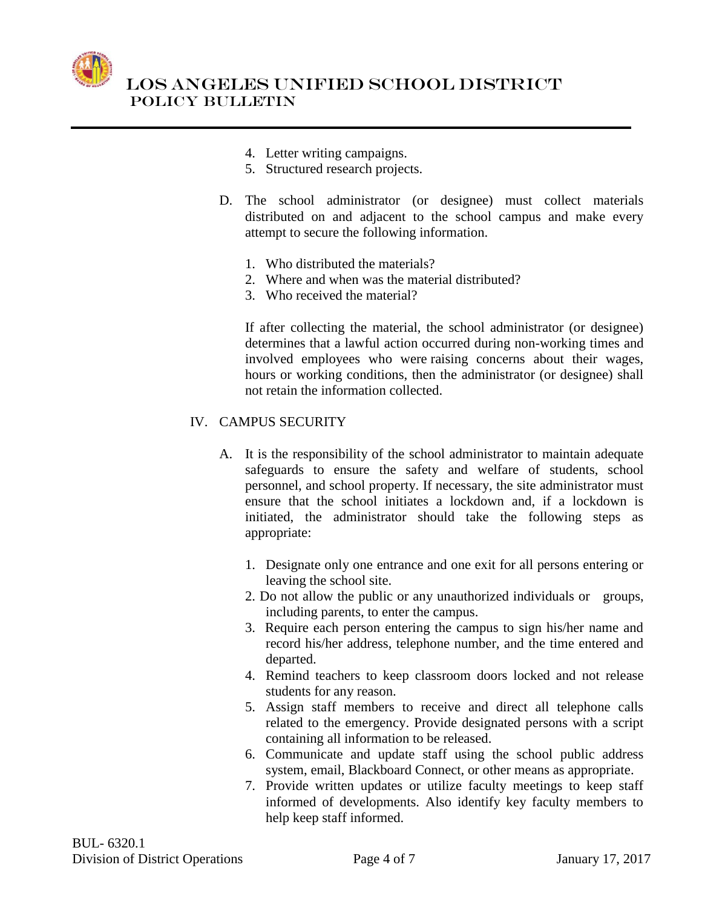4. Letter writing campaigns.
5. Structured research projects.

D. The school administrator (or designee) must collect materials distributed on and adjacent to the school campus and make every attempt to secure the following information.

1. Who distributed the materials?
2. Where and when was the material distributed?
3. Who received the material?

If after collecting the material, the school administrator (or designee) determines that a lawful action occurred during non-working times and involved employees who were raising concerns about their wages, hours or working conditions, then the administrator (or designee) shall not retain the information collected.

IV. CAMPUS SECURITY

A. It is the responsibility of the school administrator to maintain adequate safeguards to ensure the safety and welfare of students, school personnel, and school property. If necessary, the site administrator must ensure that the school initiates a lockdown and, if a lockdown is initiated, the administrator should take the following steps as appropriate:

1. Designate only one entrance and one exit for all persons entering or leaving the school site.
2. Do not allow the public or any unauthorized individuals or groups, including parents, to enter the campus.
3. Require each person entering the campus to sign his/her name and record his/her address, telephone number, and the time entered and departed.
4. Remind teachers to keep classroom doors locked and not release students for any reason.
5. Assign staff members to receive and direct all telephone calls related to the emergency. Provide designated persons with a script containing all information to be released.
6. Communicate and update staff using the school public address system, email, Blackboard Connect, or other means as appropriate.
7. Provide written updates or utilize faculty meetings to keep staff informed of developments. Also identify key faculty members to help keep staff informed.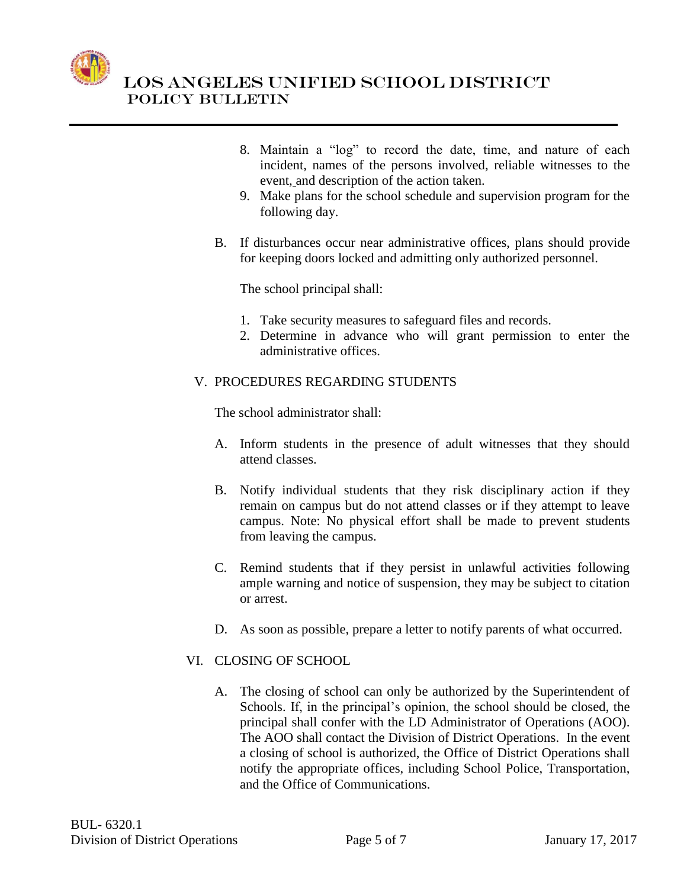8. Maintain a "log" to record the date, time, and nature of each incident, names of the persons involved, reliable witnesses to the event, and description of the action taken.
9. Make plans for the school schedule and supervision program for the following day.

B. If disturbances occur near administrative offices, plans should provide for keeping doors locked and admitting only authorized personnel.

The school principal shall:

1. Take security measures to safeguard files and records.
2. Determine in advance who will grant permission to enter the administrative offices.

## V. PROCEDURES REGARDING STUDENTS

The school administrator shall:

A. Inform students in the presence of adult witnesses that they should attend classes.

B. Notify individual students that they risk disciplinary action if they remain on campus but do not attend classes or if they attempt to leave campus. Note: No physical effort shall be made to prevent students from leaving the campus.

C. Remind students that if they persist in unlawful activities following ample warning and notice of suspension, they may be subject to citation or arrest.

D. As soon as possible, prepare a letter to notify parents of what occurred.

## VI. CLOSING OF SCHOOL

A. The closing of school can only be authorized by the Superintendent of Schools. If, in the principal's opinion, the school should be closed, the principal shall confer with the LD Administrator of Operations (AOO). The AOO shall contact the Division of District Operations. In the event a closing of school is authorized, the Office of District Operations shall notify the appropriate offices, including School Police, Transportation, and the Office of Communications.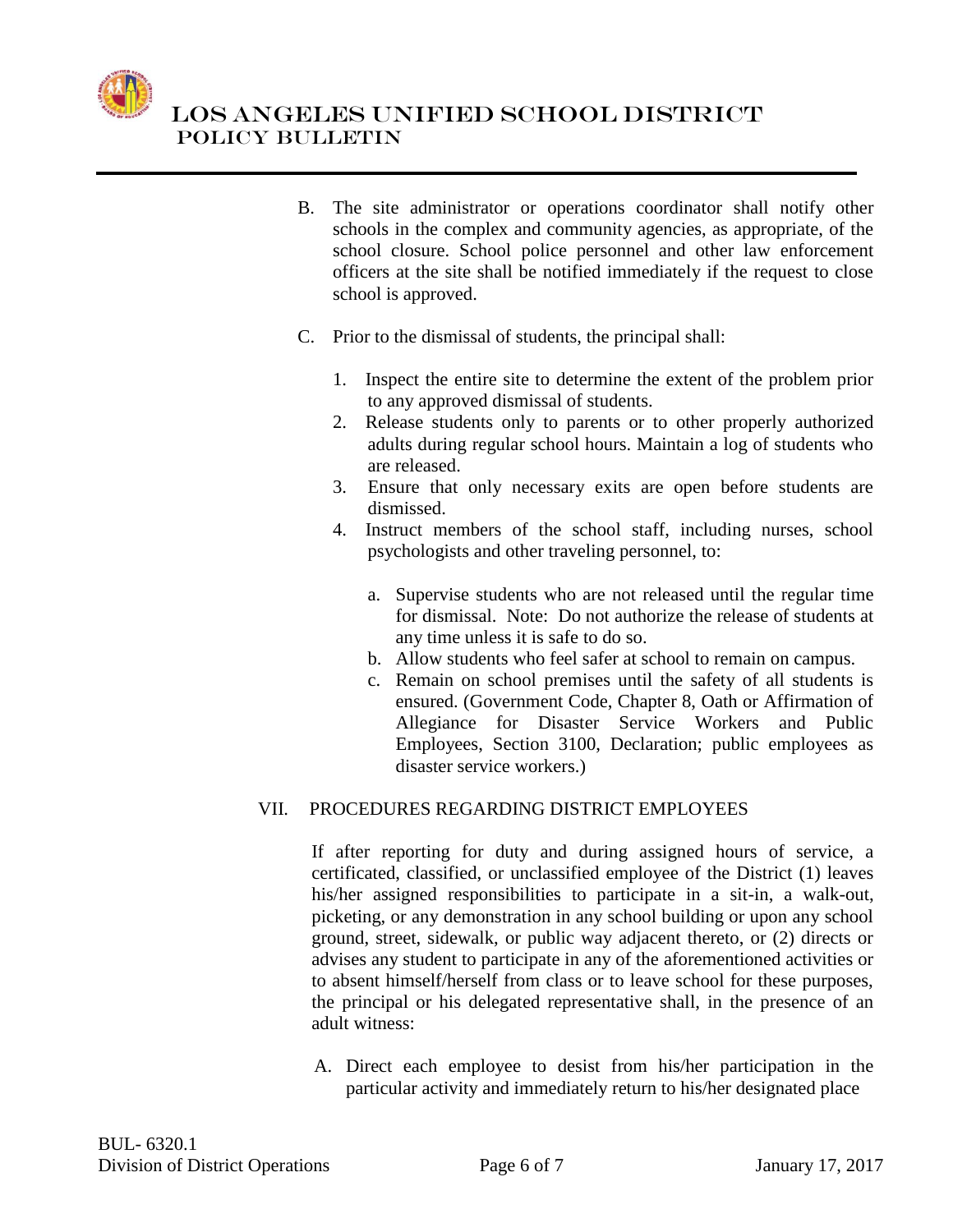B. The site administrator or operations coordinator shall notify other schools in the complex and community agencies, as appropriate, of the school closure. School police personnel and other law enforcement officers at the site shall be notified immediately if the request to close school is approved.

C. Prior to the dismissal of students, the principal shall:

1. Inspect the entire site to determine the extent of the problem prior to any approved dismissal of students.
2. Release students only to parents or to other properly authorized adults during regular school hours. Maintain a log of students who are released.
3. Ensure that only necessary exits are open before students are dismissed.
4. Instruct members of the school staff, including nurses, school psychologists and other traveling personnel, to:

    a. Supervise students who are not released until the regular time for dismissal. Note: Do not authorize the release of students at any time unless it is safe to do so.
    b. Allow students who feel safer at school to remain on campus.
    c. Remain on school premises until the safety of all students is ensured. (Government Code, Chapter 8, Oath or Affirmation of Allegiance for Disaster Service Workers and Public Employees, Section 3100, Declaration; public employees as disaster service workers.)

## VII. PROCEDURES REGARDING DISTRICT EMPLOYEES

If after reporting for duty and during assigned hours of service, a certificated, classified, or unclassified employee of the District (1) leaves his/her assigned responsibilities to participate in a sit-in, a walk-out, picketing, or any demonstration in any school building or upon any school ground, street, sidewalk, or public way adjacent thereto, or (2) directs or advises any student to participate in any of the aforementioned activities or to absent himself/herself from class or to leave school for these purposes, the principal or his delegated representative shall, in the presence of an adult witness:

A. Direct each employee to desist from his/her participation in the particular activity and immediately return to his/her designated place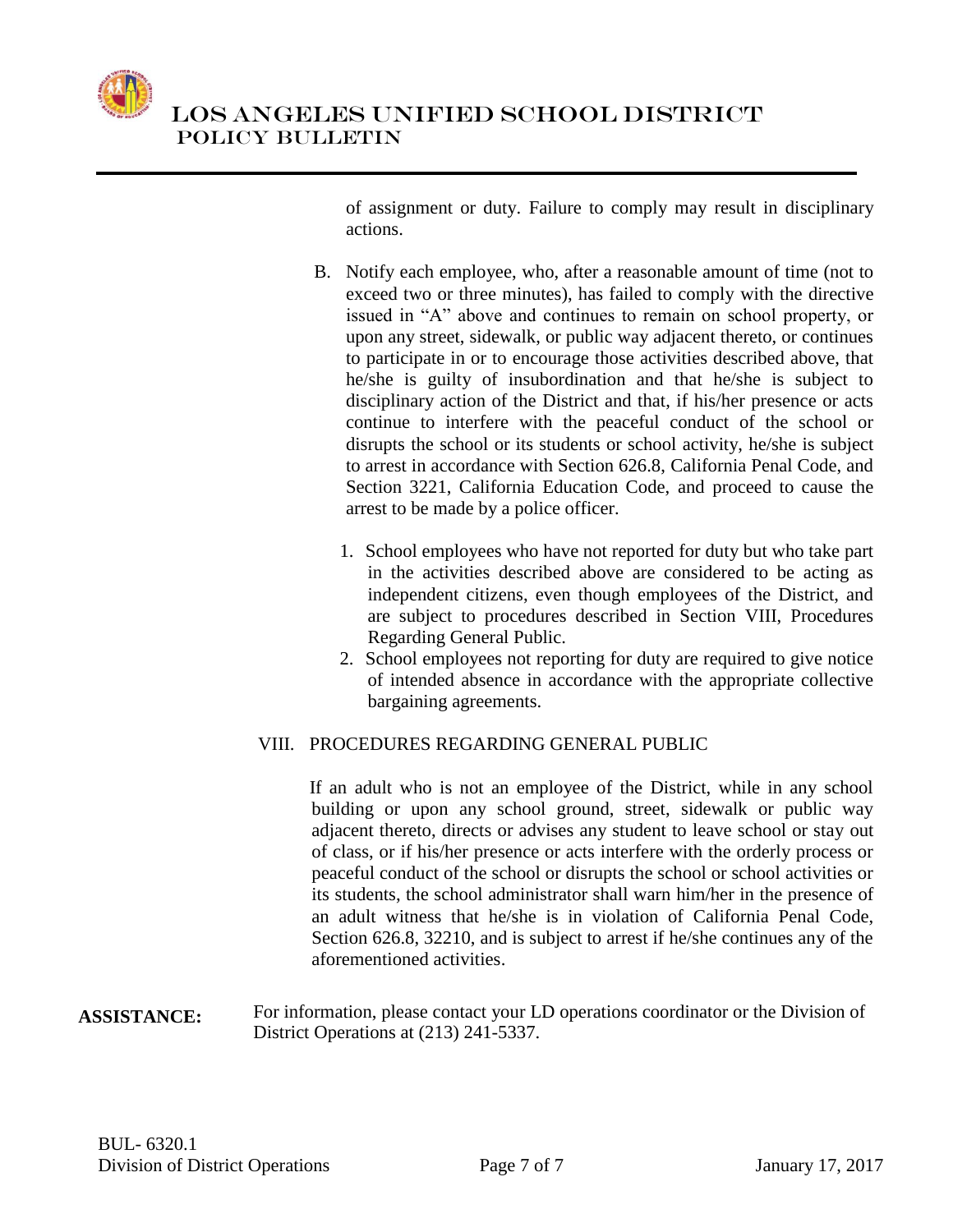of assignment or duty. Failure to comply may result in disciplinary actions.

B. Notify each employee, who, after a reasonable amount of time (not to exceed two or three minutes), has failed to comply with the directive issued in "A" above and continues to remain on school property, or upon any street, sidewalk, or public way adjacent thereto, or continues to participate in or to encourage those activities described above, that he/she is guilty of insubordination and that he/she is subject to disciplinary action of the District and that, if his/her presence or acts continue to interfere with the peaceful conduct of the school or disrupts the school or its students or school activity, he/she is subject to arrest in accordance with Section 626.8, California Penal Code, and Section 3221, California Education Code, and proceed to cause the arrest to be made by a police officer.

   1. School employees who have not reported for duty but who take part in the activities described above are considered to be acting as independent citizens, even though employees of the District, and are subject to procedures described in Section VIII, Procedures Regarding General Public.
   2. School employees not reporting for duty are required to give notice of intended absence in accordance with the appropriate collective bargaining agreements.

## VIII. PROCEDURES REGARDING GENERAL PUBLIC

If an adult who is not an employee of the District, while in any school building or upon any school ground, street, sidewalk or public way adjacent thereto, directs or advises any student to leave school or stay out of class, or if his/her presence or acts interfere with the orderly process or peaceful conduct of the school or disrupts the school or school activities or its students, the school administrator shall warn him/her in the presence of an adult witness that he/she is in violation of California Penal Code, Section 626.8, 32210, and is subject to arrest if he/she continues any of the aforementioned activities.

**ASSISTANCE:** For information, please contact your LD operations coordinator or the Division of District Operations at (213) 241-5337.